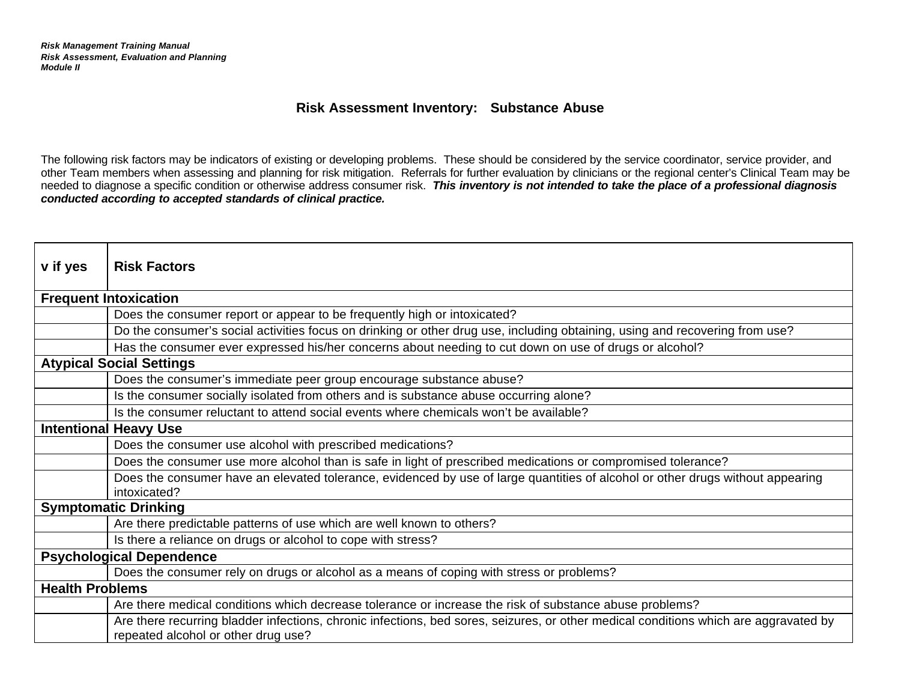# Risk Assessment Inventory: Substance Abuse

The following risk factors may be indicators of existing or developing problems. These should be considered by the service coordinator, service provider, and other Team members when assessing and planning for risk mitigation. Referrals for further evaluation by clinicians or the regional center's Clinical Team may be needed to diagnose a specific condition or otherwise address consumer risk. ***This inventory is not intended to take the place of a professional diagnosis conducted according to accepted standards of clinical practice.***

| v if yes | Risk Factors |
|---|---|
| **Frequent Intoxication** | |
| | Does the consumer report or appear to be frequently high or intoxicated? |
| | Do the consumer's social activities focus on drinking or other drug use, including obtaining, using and recovering from use? |
| | Has the consumer ever expressed his/her concerns about needing to cut down on use of drugs or alcohol? |
| **Atypical Social Settings** | |
| | Does the consumer's immediate peer group encourage substance abuse? |
| | Is the consumer socially isolated from others and is substance abuse occurring alone? |
| | Is the consumer reluctant to attend social events where chemicals won't be available? |
| **Intentional Heavy Use** | |
| | Does the consumer use alcohol with prescribed medications? |
| | Does the consumer use more alcohol than is safe in light of prescribed medications or compromised tolerance? |
| | Does the consumer have an elevated tolerance, evidenced by use of large quantities of alcohol or other drugs without appearing intoxicated? |
| **Symptomatic Drinking** | |
| | Are there predictable patterns of use which are well known to others? |
| | Is there a reliance on drugs or alcohol to cope with stress? |
| **Psychological Dependence** | |
| | Does the consumer rely on drugs or alcohol as a means of coping with stress or problems? |
| **Health Problems** | |
| | Are there medical conditions which decrease tolerance or increase the risk of substance abuse problems? |
| | Are there recurring bladder infections, chronic infections, bed sores, seizures, or other medical conditions which are aggravated by repeated alcohol or other drug use? |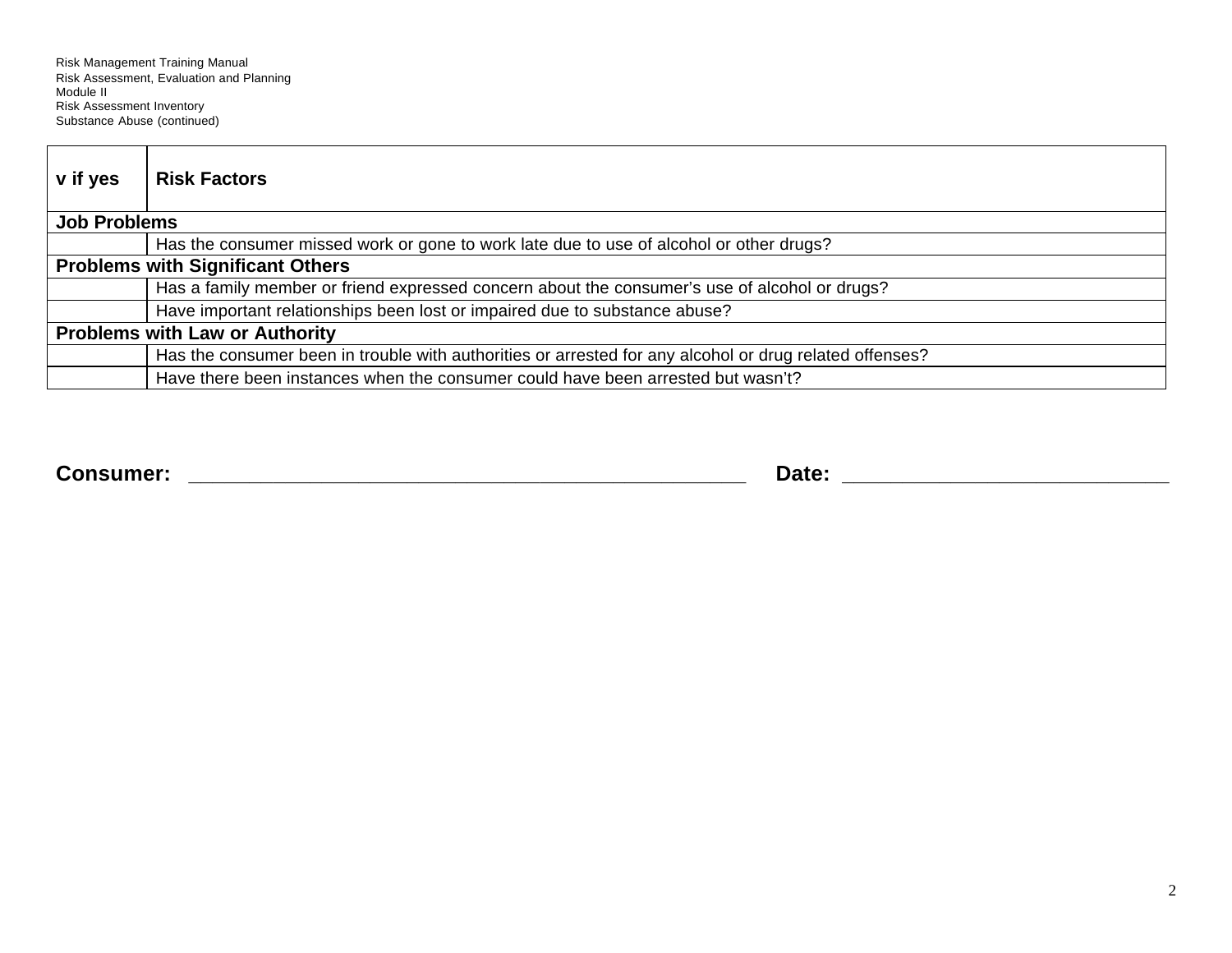Risk Management Training Manual
Risk Assessment, Evaluation and Planning
Module II
Risk Assessment Inventory
Substance Abuse (continued)

| **v if yes** | **Risk Factors** |
|---|---|
| **Job Problems** | |
| | Has the consumer missed work or gone to work late due to use of alcohol or other drugs? |
| **Problems with Significant Others** | |
| | Has a family member or friend expressed concern about the consumer's use of alcohol or drugs? |
| | Have important relationships been lost or impaired due to substance abuse? |
| **Problems with Law or Authority** | |
| | Has the consumer been in trouble with authorities or arrested for any alcohol or drug related offenses? |
| | Have there been instances when the consumer could have been arrested but wasn't? |

**Consumer:** ____________________________________________ **Date:** __________________________